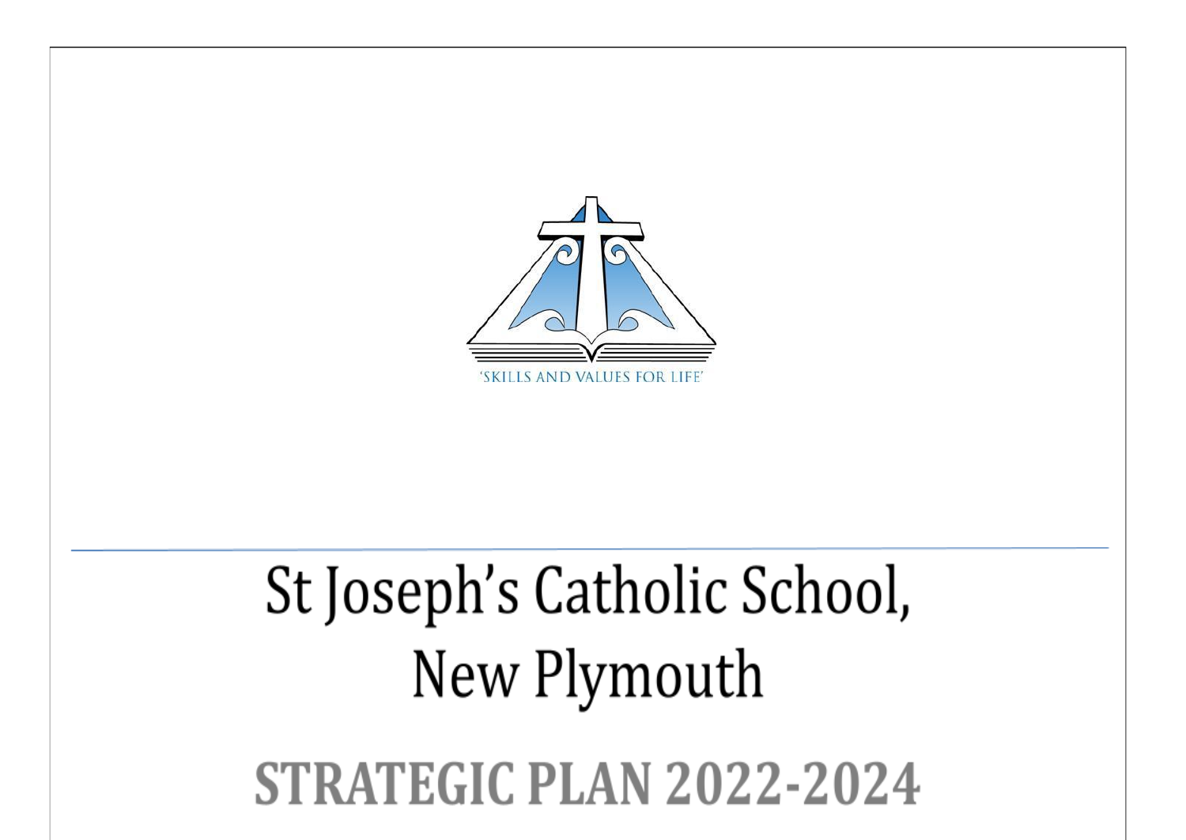'SKILLS AND VALUES FOR LIFE'

# St Joseph's Catholic School, New Plymouth

# STRATEGIC PLAN 2022-2024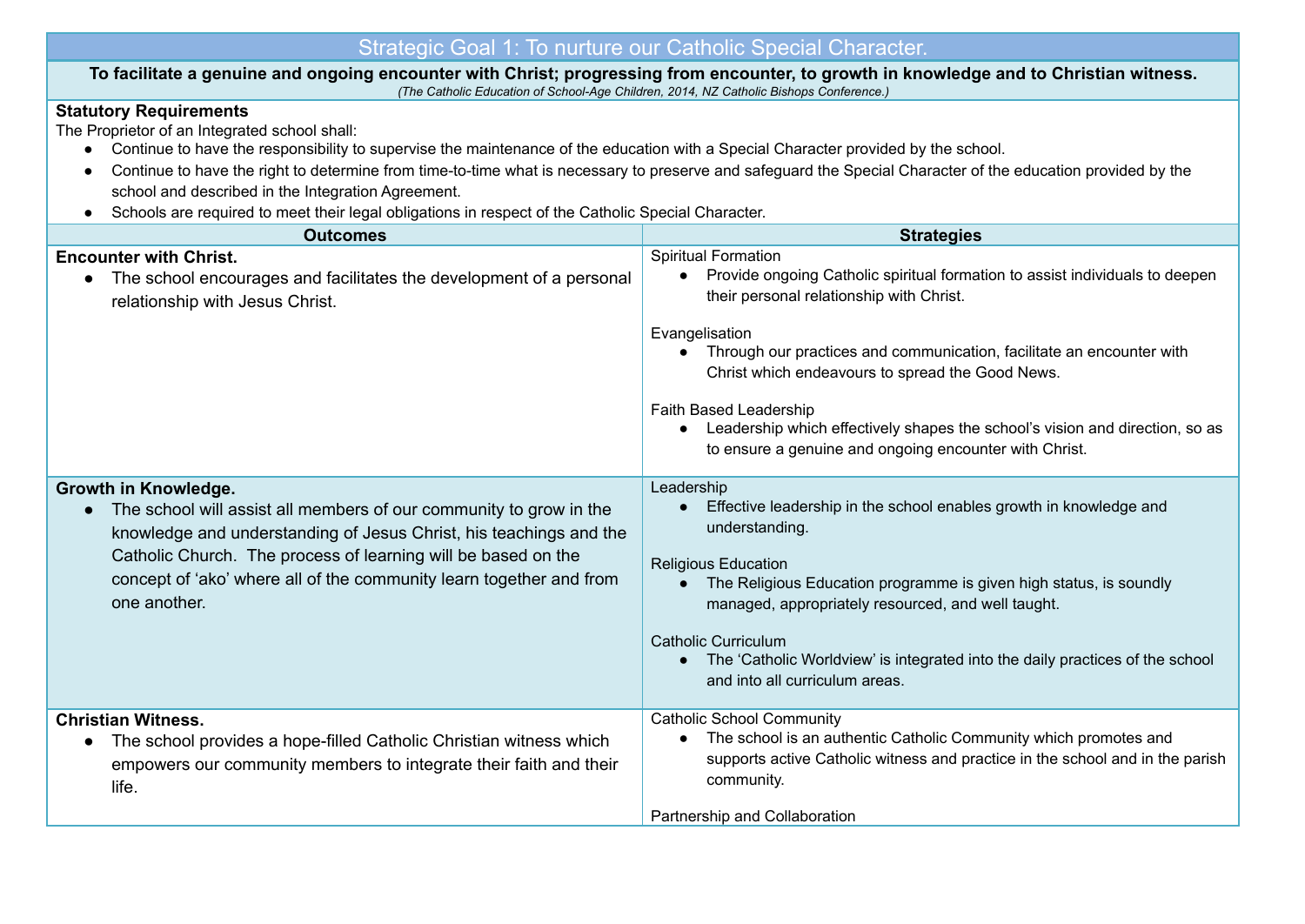# Strategic Goal 1: To nurture our Catholic Special Character.

**To facilitate a genuine and ongoing encounter with Christ; progressing from encounter, to growth in knowledge and to Christian witness.**

*(The Catholic Education of School-Age Children, 2014, NZ Catholic Bishops Conference.)*

**Statutory Requirements**

The Proprietor of an Integrated school shall:

- Continue to have the responsibility to supervise the maintenance of the education with a Special Character provided by the school.
- Continue to have the right to determine from time-to-time what is necessary to preserve and safeguard the Special Character of the education provided by the school and described in the Integration Agreement.
- Schools are required to meet their legal obligations in respect of the Catholic Special Character.

| Outcomes | Strategies |
|---|---|
| **Encounter with Christ.**<br>• The school encourages and facilitates the development of a personal relationship with Jesus Christ. | Spiritual Formation<br>• Provide ongoing Catholic spiritual formation to assist individuals to deepen their personal relationship with Christ.<br><br>Evangelisation<br>• Through our practices and communication, facilitate an encounter with Christ which endeavours to spread the Good News.<br><br>Faith Based Leadership<br>• Leadership which effectively shapes the school's vision and direction, so as to ensure a genuine and ongoing encounter with Christ. |
| **Growth in Knowledge.**<br>• The school will assist all members of our community to grow in the knowledge and understanding of Jesus Christ, his teachings and the Catholic Church. The process of learning will be based on the concept of 'ako' where all of the community learn together and from one another. | Leadership<br>• Effective leadership in the school enables growth in knowledge and understanding.<br><br>Religious Education<br>• The Religious Education programme is given high status, is soundly managed, appropriately resourced, and well taught.<br><br>Catholic Curriculum<br>• The 'Catholic Worldview' is integrated into the daily practices of the school and into all curriculum areas. |
| **Christian Witness.**<br>• The school provides a hope-filled Catholic Christian witness which empowers our community members to integrate their faith and their life. | Catholic School Community<br>• The school is an authentic Catholic Community which promotes and supports active Catholic witness and practice in the school and in the parish community.<br><br>Partnership and Collaboration |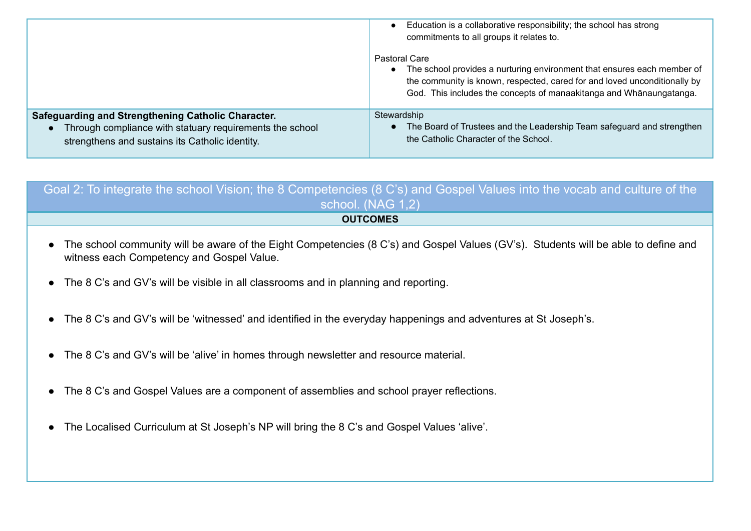| | |
|---|---|
| | • Education is a collaborative responsibility; the school has strong commitments to all groups it relates to.<br><br>Pastoral Care<br>• The school provides a nurturing environment that ensures each member of the community is known, respected, cared for and loved unconditionally by God. This includes the concepts of manaakitanga and Whānaungatanga. |
| **Safeguarding and Strengthening Catholic Character.**<br>• Through compliance with statuary requirements the school strengthens and sustains its Catholic identity. | Stewardship<br>• The Board of Trustees and the Leadership Team safeguard and strengthen the Catholic Character of the School. |

## Goal 2: To integrate the school Vision; the 8 Competencies (8 C's) and Gospel Values into the vocab and culture of the school. (NAG 1,2)

**OUTCOMES**

- The school community will be aware of the Eight Competencies (8 C's) and Gospel Values (GV's). Students will be able to define and witness each Competency and Gospel Value.
- The 8 C's and GV's will be visible in all classrooms and in planning and reporting.
- The 8 C's and GV's will be 'witnessed' and identified in the everyday happenings and adventures at St Joseph's.
- The 8 C's and GV's will be 'alive' in homes through newsletter and resource material.
- The 8 C's and Gospel Values are a component of assemblies and school prayer reflections.
- The Localised Curriculum at St Joseph's NP will bring the 8 C's and Gospel Values 'alive'.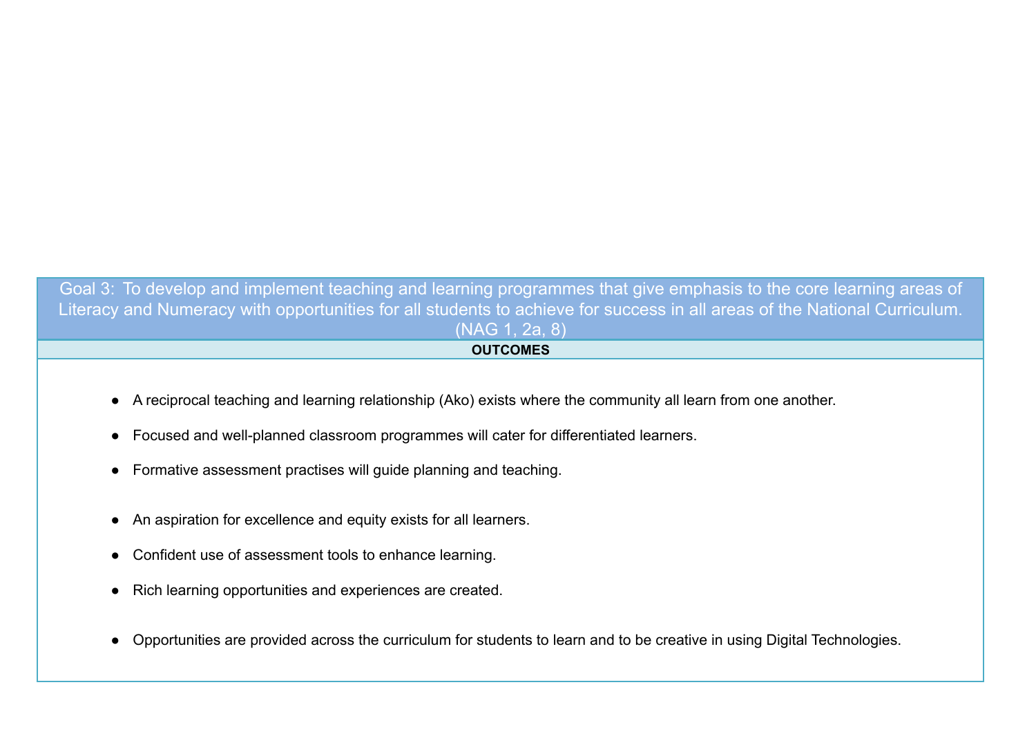## Goal 3: To develop and implement teaching and learning programmes that give emphasis to the core learning areas of Literacy and Numeracy with opportunities for all students to achieve for success in all areas of the National Curriculum. (NAG 1, 2a, 8)

**OUTCOMES**

- A reciprocal teaching and learning relationship (Ako) exists where the community all learn from one another.
- Focused and well-planned classroom programmes will cater for differentiated learners.
- Formative assessment practises will guide planning and teaching.
- An aspiration for excellence and equity exists for all learners.
- Confident use of assessment tools to enhance learning.
- Rich learning opportunities and experiences are created.
- Opportunities are provided across the curriculum for students to learn and to be creative in using Digital Technologies.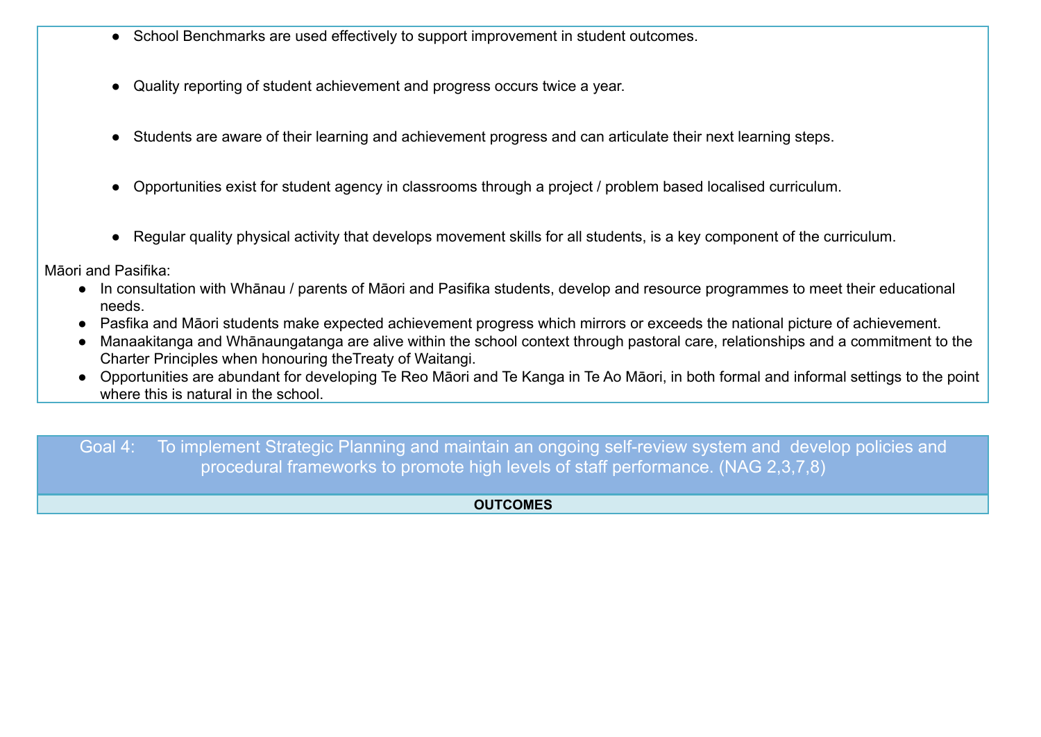- School Benchmarks are used effectively to support improvement in student outcomes.
- Quality reporting of student achievement and progress occurs twice a year.
- Students are aware of their learning and achievement progress and can articulate their next learning steps.
- Opportunities exist for student agency in classrooms through a project / problem based localised curriculum.
- Regular quality physical activity that develops movement skills for all students, is a key component of the curriculum.

Māori and Pasifika:

- In consultation with Whānau / parents of Māori and Pasifika students, develop and resource programmes to meet their educational needs.
- Pasfika and Māori students make expected achievement progress which mirrors or exceeds the national picture of achievement.
- Manaakitanga and Whānaungatanga are alive within the school context through pastoral care, relationships and a commitment to the Charter Principles when honouring theTreaty of Waitangi.
- Opportunities are abundant for developing Te Reo Māori and Te Kanga in Te Ao Māori, in both formal and informal settings to the point where this is natural in the school.

## Goal 4: To implement Strategic Planning and maintain an ongoing self-review system and develop policies and procedural frameworks to promote high levels of staff performance. (NAG 2,3,7,8)

**OUTCOMES**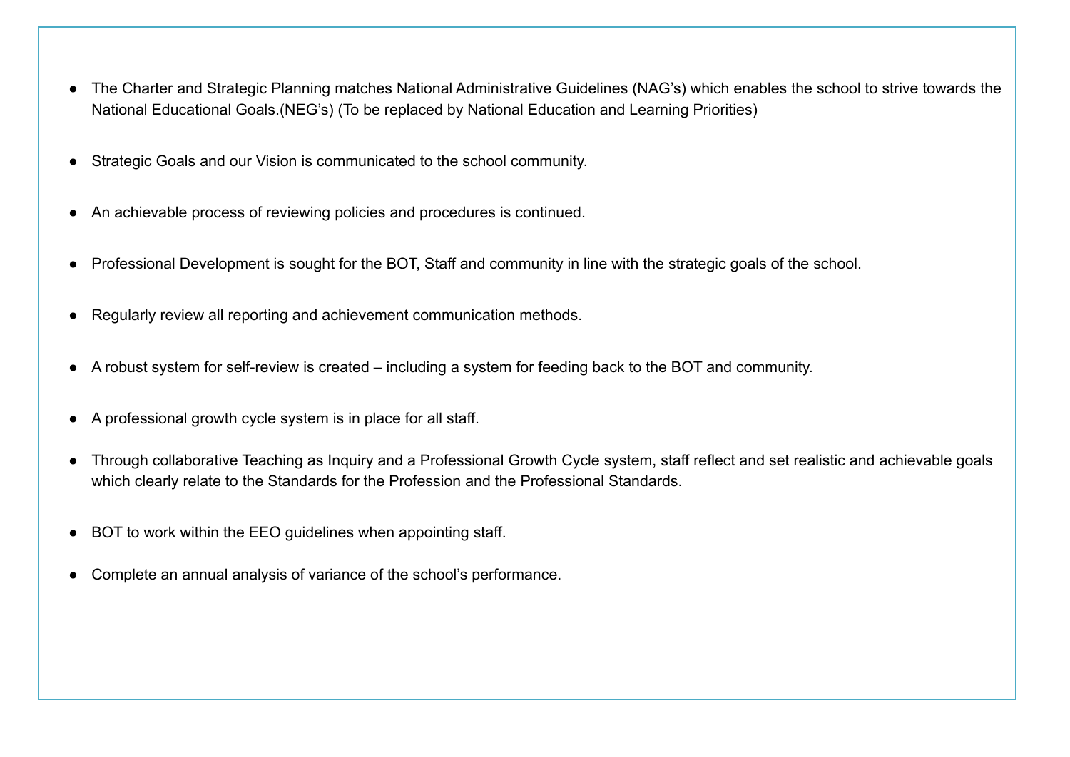- The Charter and Strategic Planning matches National Administrative Guidelines (NAG's) which enables the school to strive towards the National Educational Goals.(NEG's) (To be replaced by National Education and Learning Priorities)

- Strategic Goals and our Vision is communicated to the school community.

- An achievable process of reviewing policies and procedures is continued.

- Professional Development is sought for the BOT, Staff and community in line with the strategic goals of the school.

- Regularly review all reporting and achievement communication methods.

- A robust system for self-review is created – including a system for feeding back to the BOT and community.

- A professional growth cycle system is in place for all staff.

- Through collaborative Teaching as Inquiry and a Professional Growth Cycle system, staff reflect and set realistic and achievable goals which clearly relate to the Standards for the Profession and the Professional Standards.

- BOT to work within the EEO guidelines when appointing staff.

- Complete an annual analysis of variance of the school's performance.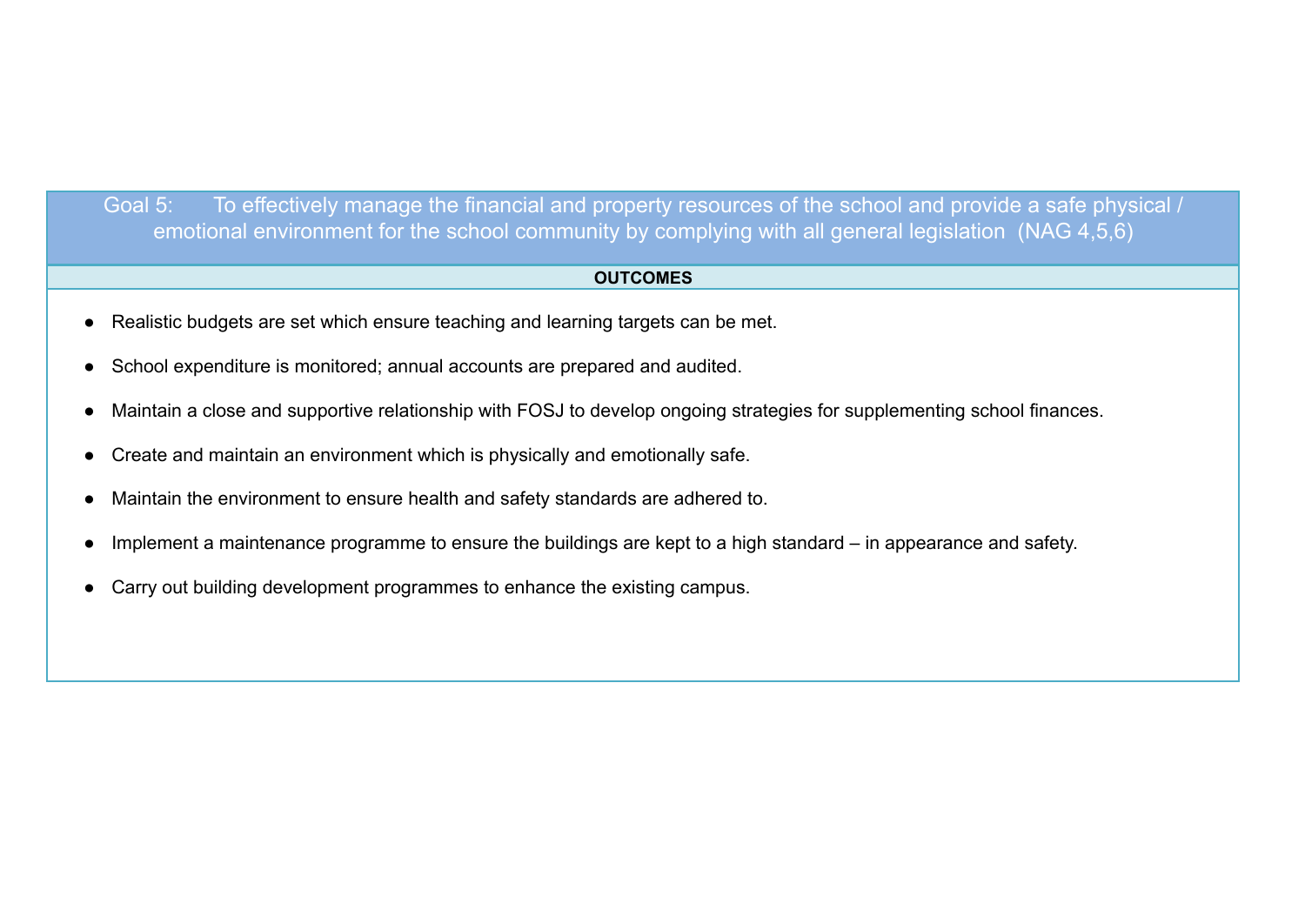## Goal 5: To effectively manage the financial and property resources of the school and provide a safe physical / emotional environment for the school community by complying with all general legislation (NAG 4,5,6)

**OUTCOMES**

- Realistic budgets are set which ensure teaching and learning targets can be met.
- School expenditure is monitored; annual accounts are prepared and audited.
- Maintain a close and supportive relationship with FOSJ to develop ongoing strategies for supplementing school finances.
- Create and maintain an environment which is physically and emotionally safe.
- Maintain the environment to ensure health and safety standards are adhered to.
- Implement a maintenance programme to ensure the buildings are kept to a high standard – in appearance and safety.
- Carry out building development programmes to enhance the existing campus.